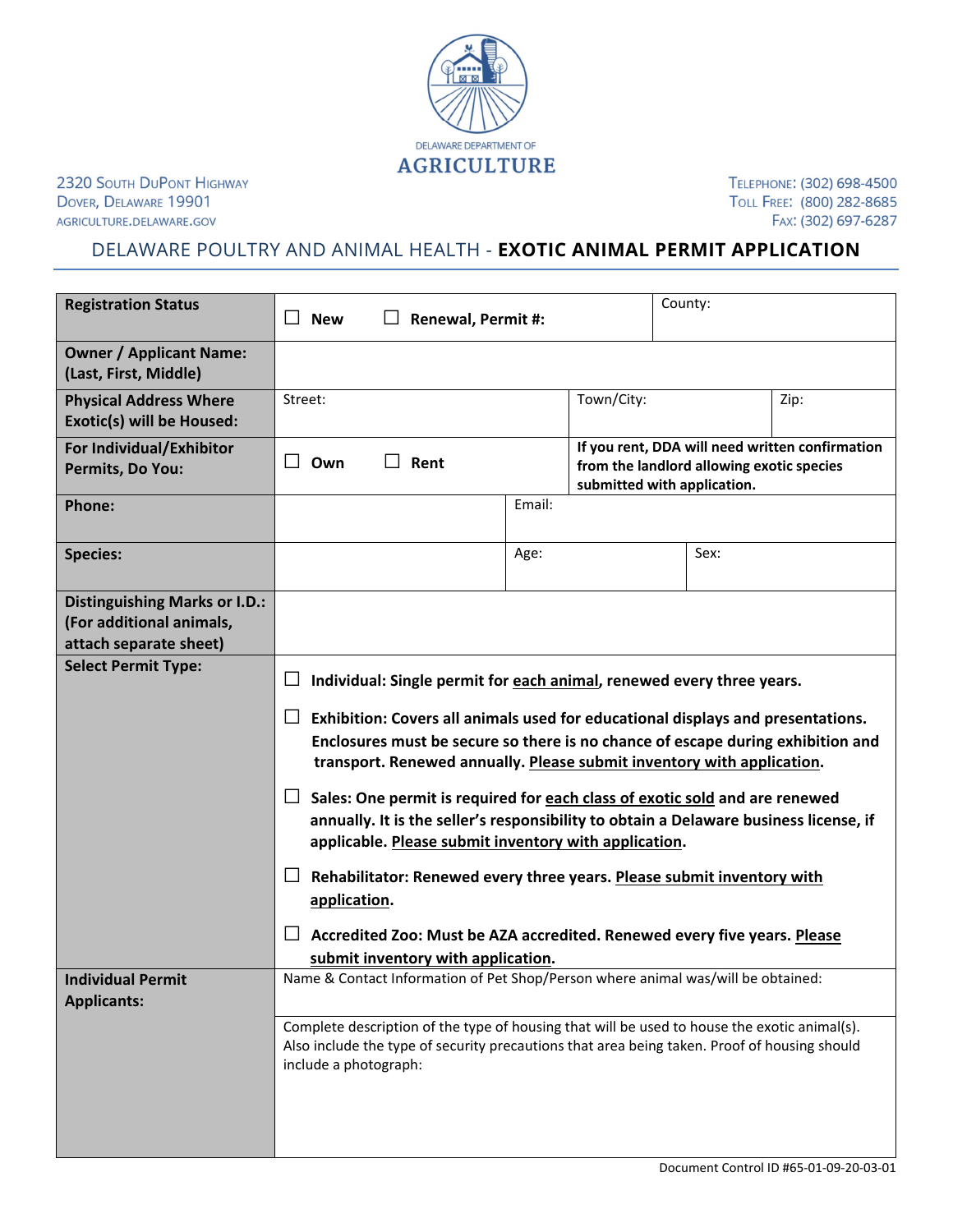DELAWARE DEPARTMENT OF AGRICULTURE

2320 South DuPont Highway
Dover, Delaware 19901
agriculture.delaware.gov

Telephone: (302) 698-4500
Toll Free: (800) 282-8685
Fax: (302) 697-6287

## DELAWARE POULTRY AND ANIMAL HEALTH - **EXOTIC ANIMAL PERMIT APPLICATION**

| | | | |
|---|---|---|---|
| **Registration Status** | ☐ **New** ☐ **Renewal, Permit #:** | | County: |
| **Owner / Applicant Name: (Last, First, Middle)** | | | |
| **Physical Address Where Exotic(s) will be Housed:** | Street: | Town/City: | Zip: |
| **For Individual/Exhibitor Permits, Do You:** | ☐ **Own** ☐ **Rent** | **If you rent, DDA will need written confirmation from the landlord allowing exotic species submitted with application.** | |
| **Phone:** | | Email: | |
| **Species:** | | Age: | Sex: |
| **Distinguishing Marks or I.D.: (For additional animals, attach separate sheet)** | | | |
| **Select Permit Type:** | ☐ **Individual: Single permit for <u>each animal</u>, renewed every three years.**<br><br>☐ **Exhibition: Covers all animals used for educational displays and presentations. Enclosures must be secure so there is no chance of escape during exhibition and transport. Renewed annually. <u>Please submit inventory with application</u>.**<br><br>☐ **Sales: One permit is required for <u>each class of exotic sold</u> and are renewed annually. It is the seller's responsibility to obtain a Delaware business license, if applicable. <u>Please submit inventory with application</u>.**<br><br>☐ **Rehabilitator: Renewed every three years. <u>Please submit inventory with application</u>.**<br><br>☐ **Accredited Zoo: Must be AZA accredited. Renewed every five years. <u>Please submit inventory with application</u>.** | | |
| **Individual Permit Applicants:** | Name & Contact Information of Pet Shop/Person where animal was/will be obtained: | | |
| | Complete description of the type of housing that will be used to house the exotic animal(s). Also include the type of security precautions that area being taken. Proof of housing should include a photograph: | | |

Document Control ID #65-01-09-20-03-01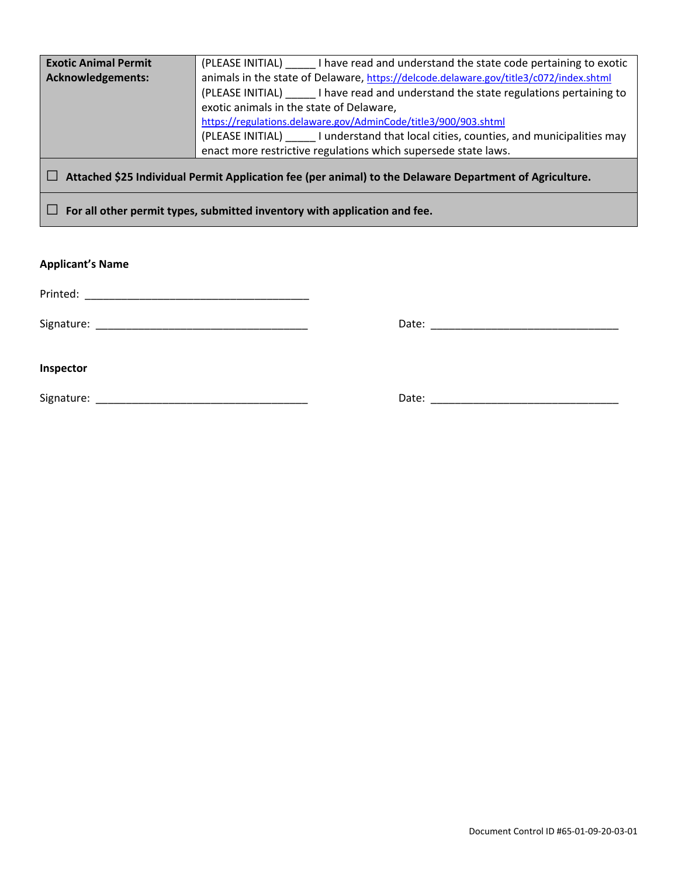| | |
|---|---|
| **Exotic Animal Permit Acknowledgements:** | (PLEASE INITIAL) _____ I have read and understand the state code pertaining to exotic animals in the state of Delaware, https://delcode.delaware.gov/title3/c072/index.shtml<br>(PLEASE INITIAL) _____ I have read and understand the state regulations pertaining to exotic animals in the state of Delaware, https://regulations.delaware.gov/AdminCode/title3/900/903.shtml<br>(PLEASE INITIAL) _____ I understand that local cities, counties, and municipalities may enact more restrictive regulations which supersede state laws. |

☐ **Attached $25 Individual Permit Application fee (per animal) to the Delaware Department of Agriculture.**

☐ **For all other permit types, submitted inventory with application and fee.**

**Applicant's Name**

Printed: ______________________________________

Signature: ____________________________________ Date: ________________________________

**Inspector**

Signature: ____________________________________ Date: ________________________________

Document Control ID #65-01-09-20-03-01